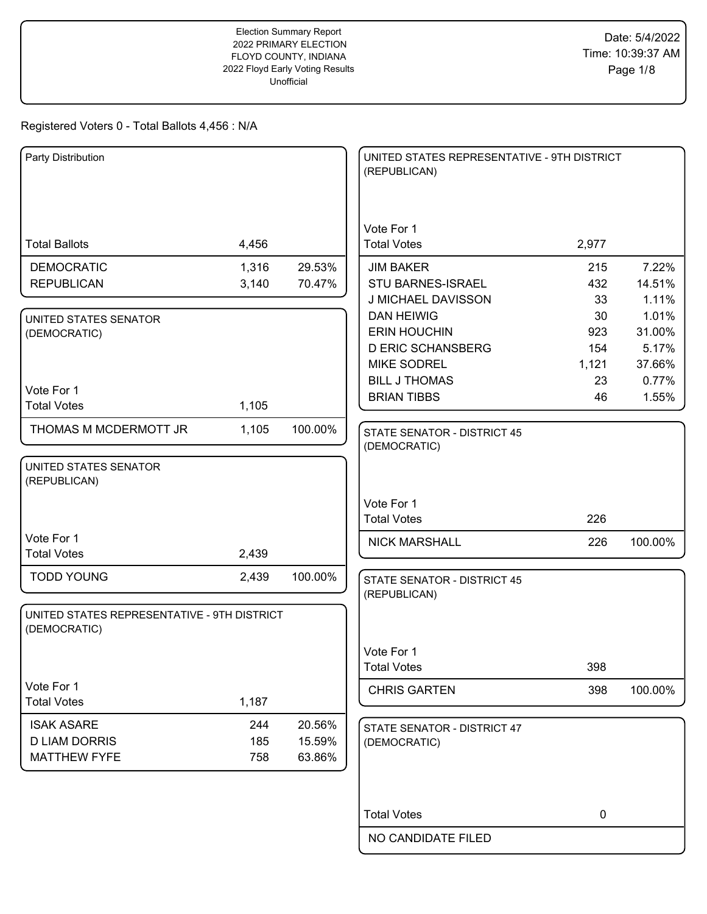Election Summary Report
2022 PRIMARY ELECTION
FLOYD COUNTY, INDIANA
2022 Floyd Early Voting Results
Unofficial

Date: 5/4/2022
Time: 10:39:37 AM

Registered Voters 0 - Total Ballots 4,456 : N/A

## Party Distribution

| | | |
|---|---|---|
| Total Ballots | 4,456 | |
| DEMOCRATIC | 1,316 | 29.53% |
| REPUBLICAN | 3,140 | 70.47% |

## UNITED STATES SENATOR (DEMOCRATIC)

Vote For 1

| | | |
|---|---|---|
| Total Votes | 1,105 | |
| THOMAS M MCDERMOTT JR | 1,105 | 100.00% |

## UNITED STATES SENATOR (REPUBLICAN)

Vote For 1

| | | |
|---|---|---|
| Total Votes | 2,439 | |
| TODD YOUNG | 2,439 | 100.00% |

## UNITED STATES REPRESENTATIVE - 9TH DISTRICT (DEMOCRATIC)

Vote For 1

| | | |
|---|---|---|
| Total Votes | 1,187 | |
| ISAK ASARE | 244 | 20.56% |
| D LIAM DORRIS | 185 | 15.59% |
| MATTHEW FYFE | 758 | 63.86% |

## UNITED STATES REPRESENTATIVE - 9TH DISTRICT (REPUBLICAN)

Vote For 1

| | | |
|---|---|---|
| Total Votes | 2,977 | |
| JIM BAKER | 215 | 7.22% |
| STU BARNES-ISRAEL | 432 | 14.51% |
| J MICHAEL DAVISSON | 33 | 1.11% |
| DAN HEIWIG | 30 | 1.01% |
| ERIN HOUCHIN | 923 | 31.00% |
| D ERIC SCHANSBERG | 154 | 5.17% |
| MIKE SODREL | 1,121 | 37.66% |
| BILL J THOMAS | 23 | 0.77% |
| BRIAN TIBBS | 46 | 1.55% |

## STATE SENATOR - DISTRICT 45 (DEMOCRATIC)

Vote For 1

| | | |
|---|---|---|
| Total Votes | 226 | |
| NICK MARSHALL | 226 | 100.00% |

## STATE SENATOR - DISTRICT 45 (REPUBLICAN)

Vote For 1

| | | |
|---|---|---|
| Total Votes | 398 | |
| CHRIS GARTEN | 398 | 100.00% |

## STATE SENATOR - DISTRICT 47 (DEMOCRATIC)

| | |
|---|---|
| Total Votes | 0 |
| NO CANDIDATE FILED | |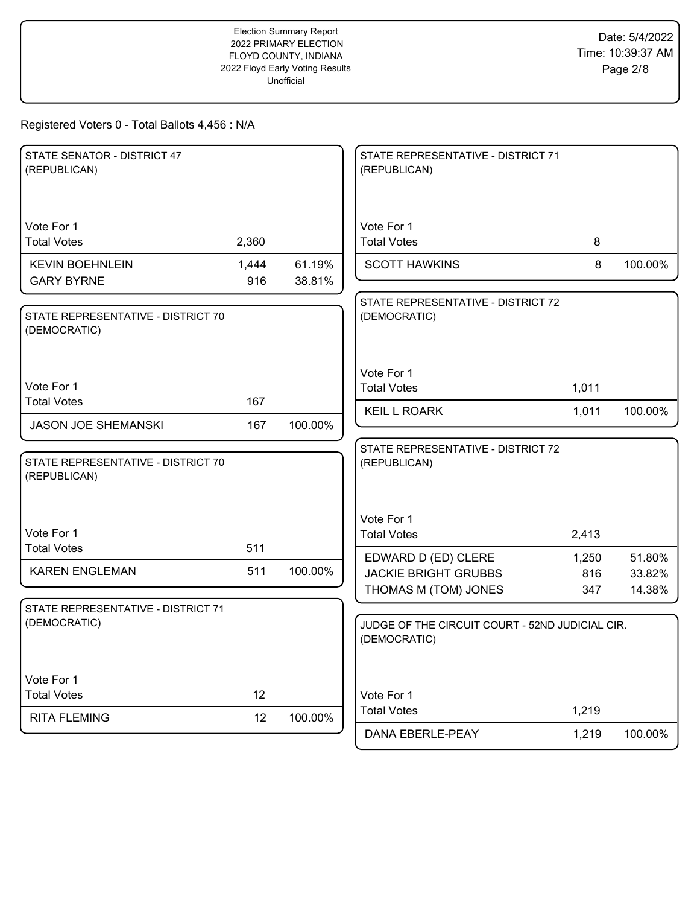Registered Voters 0 - Total Ballots 4,456 : N/A

### STATE SENATOR - DISTRICT 47 (REPUBLICAN)

Vote For 1

| | Votes | Percent |
|---|---|---|
| Total Votes | 2,360 | |
| KEVIN BOEHNLEIN | 1,444 | 61.19% |
| GARY BYRNE | 916 | 38.81% |

### STATE REPRESENTATIVE - DISTRICT 70 (DEMOCRATIC)

Vote For 1

| | Votes | Percent |
|---|---|---|
| Total Votes | 167 | |
| JASON JOE SHEMANSKI | 167 | 100.00% |

### STATE REPRESENTATIVE - DISTRICT 70 (REPUBLICAN)

Vote For 1

| | Votes | Percent |
|---|---|---|
| Total Votes | 511 | |
| KAREN ENGLEMAN | 511 | 100.00% |

### STATE REPRESENTATIVE - DISTRICT 71 (DEMOCRATIC)

Vote For 1

| | Votes | Percent |
|---|---|---|
| Total Votes | 12 | |
| RITA FLEMING | 12 | 100.00% |

### STATE REPRESENTATIVE - DISTRICT 71 (REPUBLICAN)

Vote For 1

| | Votes | Percent |
|---|---|---|
| Total Votes | 8 | |
| SCOTT HAWKINS | 8 | 100.00% |

### STATE REPRESENTATIVE - DISTRICT 72 (DEMOCRATIC)

Vote For 1

| | Votes | Percent |
|---|---|---|
| Total Votes | 1,011 | |
| KEIL L ROARK | 1,011 | 100.00% |

### STATE REPRESENTATIVE - DISTRICT 72 (REPUBLICAN)

Vote For 1

| | Votes | Percent |
|---|---|---|
| Total Votes | 2,413 | |
| EDWARD D (ED) CLERE | 1,250 | 51.80% |
| JACKIE BRIGHT GRUBBS | 816 | 33.82% |
| THOMAS M (TOM) JONES | 347 | 14.38% |

### JUDGE OF THE CIRCUIT COURT - 52ND JUDICIAL CIR. (DEMOCRATIC)

Vote For 1

| | Votes | Percent |
|---|---|---|
| Total Votes | 1,219 | |
| DANA EBERLE-PEAY | 1,219 | 100.00% |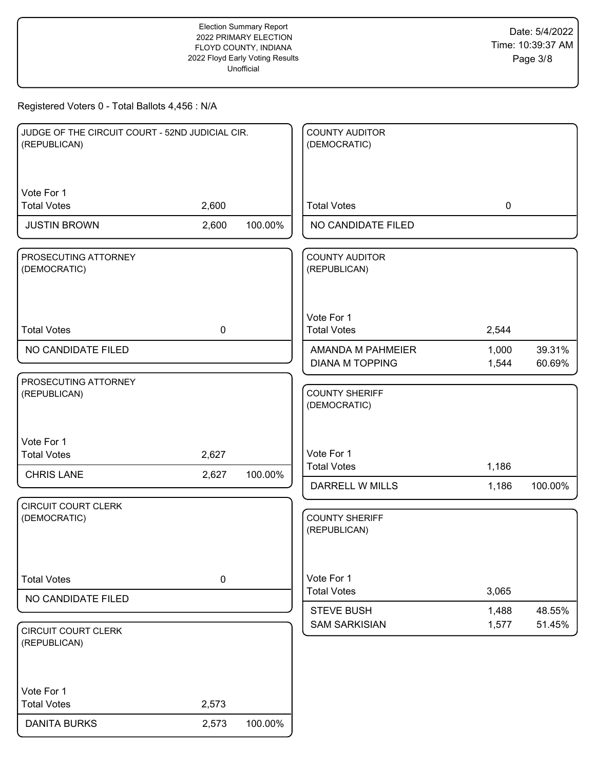Election Summary Report
2022 PRIMARY ELECTION
FLOYD COUNTY, INDIANA
2022 Floyd Early Voting Results
Unofficial

Date: 5/4/2022
Time: 10:39:37 AM

Registered Voters 0 - Total Ballots 4,456 : N/A

### JUDGE OF THE CIRCUIT COURT - 52ND JUDICIAL CIR. (REPUBLICAN)

Vote For 1

| | Votes | % |
|---|---|---|
| Total Votes | 2,600 | |
| JUSTIN BROWN | 2,600 | 100.00% |

### PROSECUTING ATTORNEY (DEMOCRATIC)

| | Votes |
|---|---|
| Total Votes | 0 |
| NO CANDIDATE FILED | |

### PROSECUTING ATTORNEY (REPUBLICAN)

Vote For 1

| | Votes | % |
|---|---|---|
| Total Votes | 2,627 | |
| CHRIS LANE | 2,627 | 100.00% |

### CIRCUIT COURT CLERK (DEMOCRATIC)

| | Votes |
|---|---|
| Total Votes | 0 |
| NO CANDIDATE FILED | |

### CIRCUIT COURT CLERK (REPUBLICAN)

Vote For 1

| | Votes | % |
|---|---|---|
| Total Votes | 2,573 | |
| DANITA BURKS | 2,573 | 100.00% |

### COUNTY AUDITOR (DEMOCRATIC)

| | Votes |
|---|---|
| Total Votes | 0 |
| NO CANDIDATE FILED | |

### COUNTY AUDITOR (REPUBLICAN)

Vote For 1

| | Votes | % |
|---|---|---|
| Total Votes | 2,544 | |
| AMANDA M PAHMEIER | 1,000 | 39.31% |
| DIANA M TOPPING | 1,544 | 60.69% |

### COUNTY SHERIFF (DEMOCRATIC)

Vote For 1

| | Votes | % |
|---|---|---|
| Total Votes | 1,186 | |
| DARRELL W MILLS | 1,186 | 100.00% |

### COUNTY SHERIFF (REPUBLICAN)

Vote For 1

| | Votes | % |
|---|---|---|
| Total Votes | 3,065 | |
| STEVE BUSH | 1,488 | 48.55% |
| SAM SARKISIAN | 1,577 | 51.45% |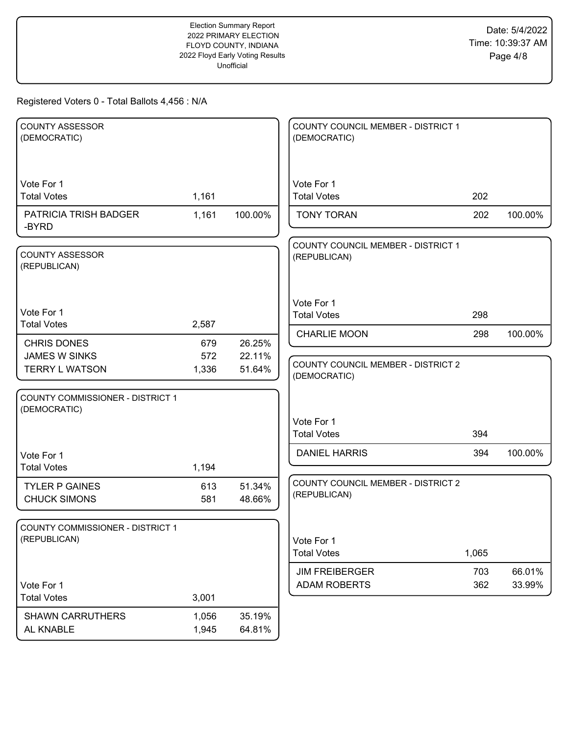Registered Voters 0 - Total Ballots 4,456 : N/A

### COUNTY ASSESSOR (DEMOCRATIC)

Vote For 1

| | Votes | Percent |
|---|---|---|
| Total Votes | 1,161 | |
| PATRICIA TRISH BADGER -BYRD | 1,161 | 100.00% |

### COUNTY ASSESSOR (REPUBLICAN)

Vote For 1

| | Votes | Percent |
|---|---|---|
| Total Votes | 2,587 | |
| CHRIS DONES | 679 | 26.25% |
| JAMES W SINKS | 572 | 22.11% |
| TERRY L WATSON | 1,336 | 51.64% |

### COUNTY COMMISSIONER - DISTRICT 1 (DEMOCRATIC)

Vote For 1

| | Votes | Percent |
|---|---|---|
| Total Votes | 1,194 | |
| TYLER P GAINES | 613 | 51.34% |
| CHUCK SIMONS | 581 | 48.66% |

### COUNTY COMMISSIONER - DISTRICT 1 (REPUBLICAN)

Vote For 1

| | Votes | Percent |
|---|---|---|
| Total Votes | 3,001 | |
| SHAWN CARRUTHERS | 1,056 | 35.19% |
| AL KNABLE | 1,945 | 64.81% |

### COUNTY COUNCIL MEMBER - DISTRICT 1 (DEMOCRATIC)

Vote For 1

| | Votes | Percent |
|---|---|---|
| Total Votes | 202 | |
| TONY TORAN | 202 | 100.00% |

### COUNTY COUNCIL MEMBER - DISTRICT 1 (REPUBLICAN)

Vote For 1

| | Votes | Percent |
|---|---|---|
| Total Votes | 298 | |
| CHARLIE MOON | 298 | 100.00% |

### COUNTY COUNCIL MEMBER - DISTRICT 2 (DEMOCRATIC)

Vote For 1

| | Votes | Percent |
|---|---|---|
| Total Votes | 394 | |
| DANIEL HARRIS | 394 | 100.00% |

### COUNTY COUNCIL MEMBER - DISTRICT 2 (REPUBLICAN)

Vote For 1

| | Votes | Percent |
|---|---|---|
| Total Votes | 1,065 | |
| JIM FREIBERGER | 703 | 66.01% |
| ADAM ROBERTS | 362 | 33.99% |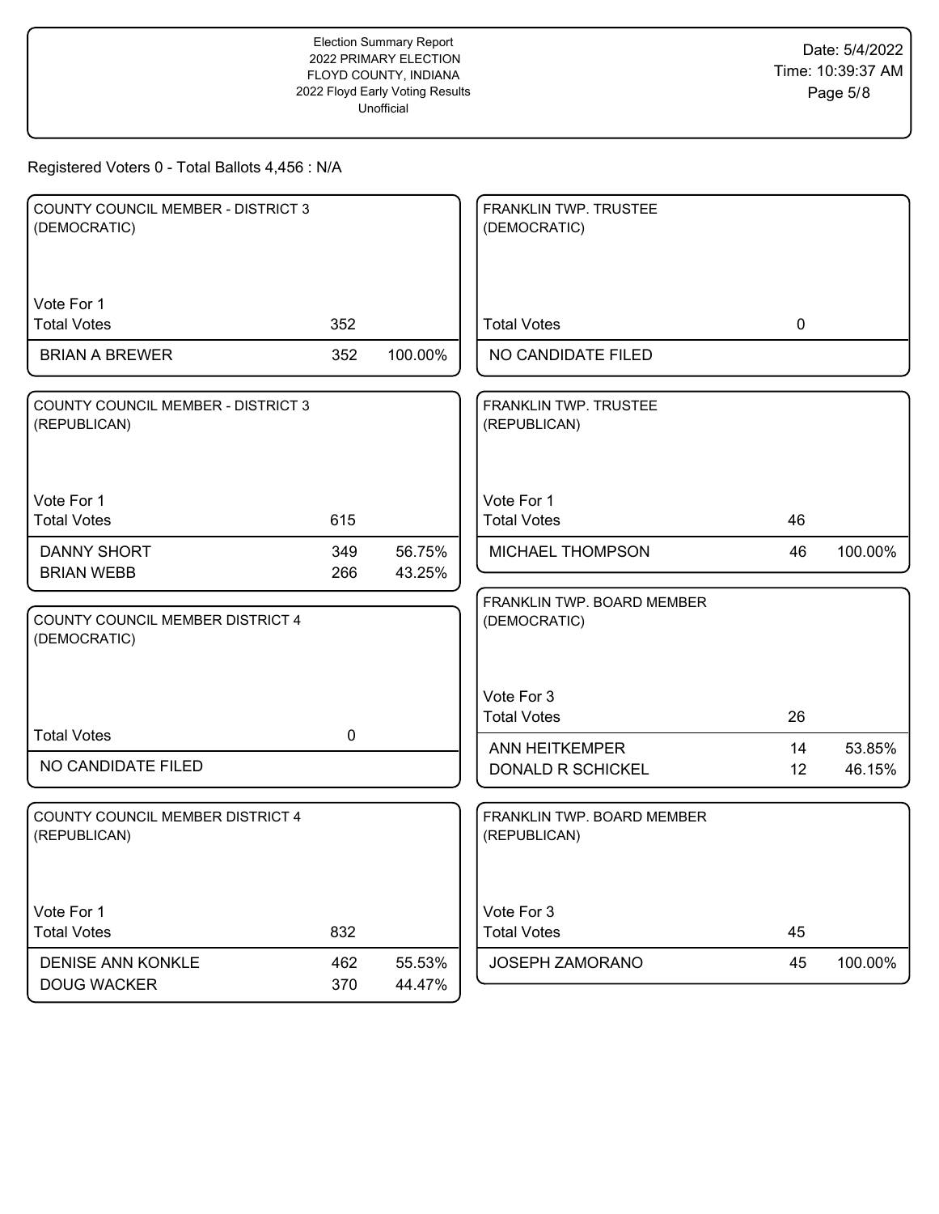Election Summary Report
2022 PRIMARY ELECTION
FLOYD COUNTY, INDIANA
2022 Floyd Early Voting Results
Unofficial

Date: 5/4/2022
Time: 10:39:37 AM

Registered Voters 0 - Total Ballots 4,456 : N/A

### COUNTY COUNCIL MEMBER - DISTRICT 3 (DEMOCRATIC)

Vote For 1

| | Votes | Percent |
|---|---|---|
| Total Votes | 352 | |
| BRIAN A BREWER | 352 | 100.00% |

### COUNTY COUNCIL MEMBER - DISTRICT 3 (REPUBLICAN)

Vote For 1

| | Votes | Percent |
|---|---|---|
| Total Votes | 615 | |
| DANNY SHORT | 349 | 56.75% |
| BRIAN WEBB | 266 | 43.25% |

### COUNTY COUNCIL MEMBER DISTRICT 4 (DEMOCRATIC)

| | Votes |
|---|---|
| Total Votes | 0 |
| NO CANDIDATE FILED | |

### COUNTY COUNCIL MEMBER DISTRICT 4 (REPUBLICAN)

Vote For 1

| | Votes | Percent |
|---|---|---|
| Total Votes | 832 | |
| DENISE ANN KONKLE | 462 | 55.53% |
| DOUG WACKER | 370 | 44.47% |

### FRANKLIN TWP. TRUSTEE (DEMOCRATIC)

| | Votes |
|---|---|
| Total Votes | 0 |
| NO CANDIDATE FILED | |

### FRANKLIN TWP. TRUSTEE (REPUBLICAN)

Vote For 1

| | Votes | Percent |
|---|---|---|
| Total Votes | 46 | |
| MICHAEL THOMPSON | 46 | 100.00% |

### FRANKLIN TWP. BOARD MEMBER (DEMOCRATIC)

Vote For 3

| | Votes | Percent |
|---|---|---|
| Total Votes | 26 | |
| ANN HEITKEMPER | 14 | 53.85% |
| DONALD R SCHICKEL | 12 | 46.15% |

### FRANKLIN TWP. BOARD MEMBER (REPUBLICAN)

Vote For 3

| | Votes | Percent |
|---|---|---|
| Total Votes | 45 | |
| JOSEPH ZAMORANO | 45 | 100.00% |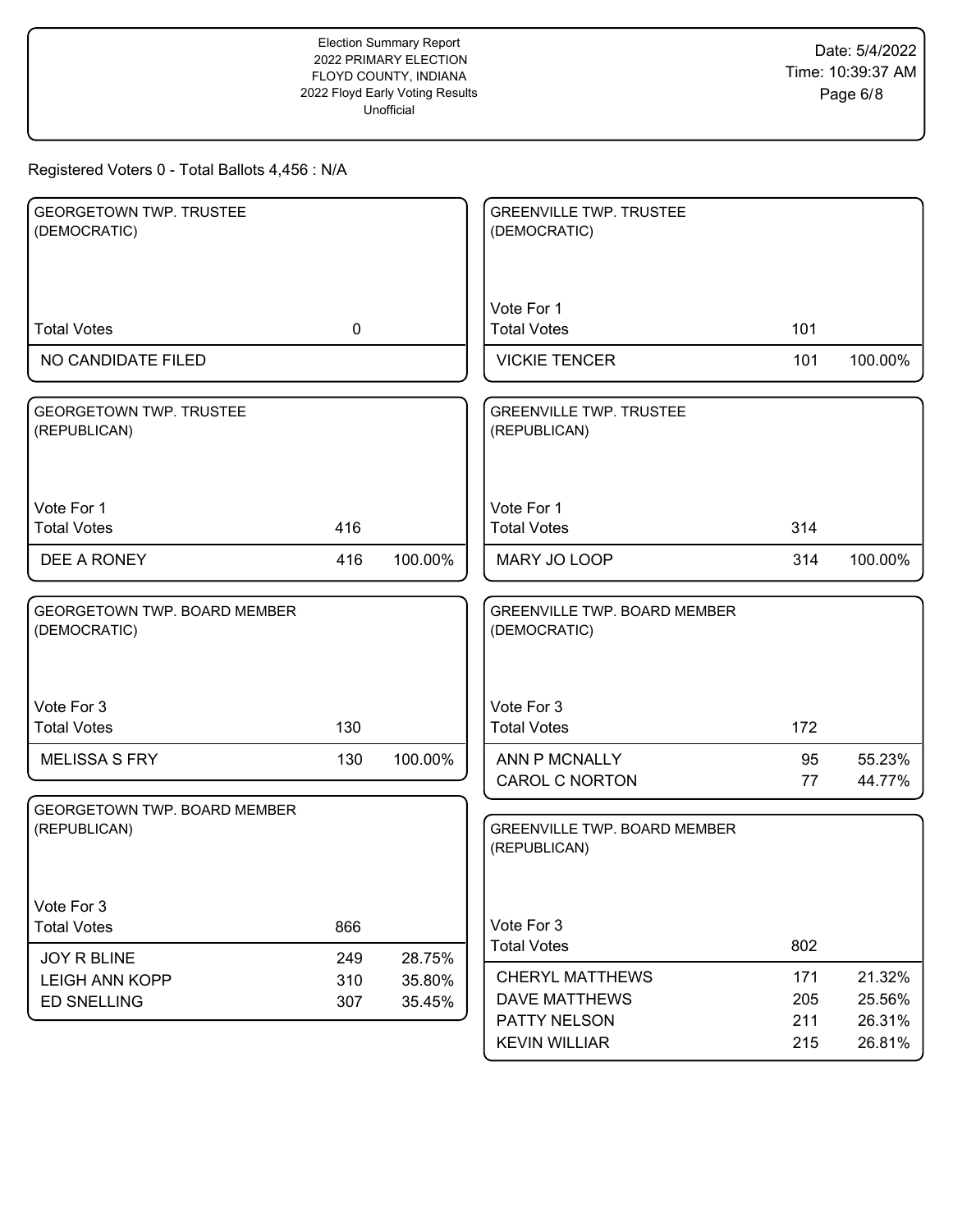Registered Voters 0 - Total Ballots 4,456 : N/A

## GEORGETOWN TWP. TRUSTEE (DEMOCRATIC)

| | Votes | Percent |
|---|---|---|
| Total Votes | 0 | |
| NO CANDIDATE FILED | | |

## GEORGETOWN TWP. TRUSTEE (REPUBLICAN)

Vote For 1

| | Votes | Percent |
|---|---|---|
| Total Votes | 416 | |
| DEE A RONEY | 416 | 100.00% |

## GEORGETOWN TWP. BOARD MEMBER (DEMOCRATIC)

Vote For 3

| | Votes | Percent |
|---|---|---|
| Total Votes | 130 | |
| MELISSA S FRY | 130 | 100.00% |

## GEORGETOWN TWP. BOARD MEMBER (REPUBLICAN)

Vote For 3

| | Votes | Percent |
|---|---|---|
| Total Votes | 866 | |
| JOY R BLINE | 249 | 28.75% |
| LEIGH ANN KOPP | 310 | 35.80% |
| ED SNELLING | 307 | 35.45% |

## GREENVILLE TWP. TRUSTEE (DEMOCRATIC)

Vote For 1

| | Votes | Percent |
|---|---|---|
| Total Votes | 101 | |
| VICKIE TENCER | 101 | 100.00% |

## GREENVILLE TWP. TRUSTEE (REPUBLICAN)

Vote For 1

| | Votes | Percent |
|---|---|---|
| Total Votes | 314 | |
| MARY JO LOOP | 314 | 100.00% |

## GREENVILLE TWP. BOARD MEMBER (DEMOCRATIC)

Vote For 3

| | Votes | Percent |
|---|---|---|
| Total Votes | 172 | |
| ANN P MCNALLY | 95 | 55.23% |
| CAROL C NORTON | 77 | 44.77% |

## GREENVILLE TWP. BOARD MEMBER (REPUBLICAN)

Vote For 3

| | Votes | Percent |
|---|---|---|
| Total Votes | 802 | |
| CHERYL MATTHEWS | 171 | 21.32% |
| DAVE MATTHEWS | 205 | 25.56% |
| PATTY NELSON | 211 | 26.31% |
| KEVIN WILLIAR | 215 | 26.81% |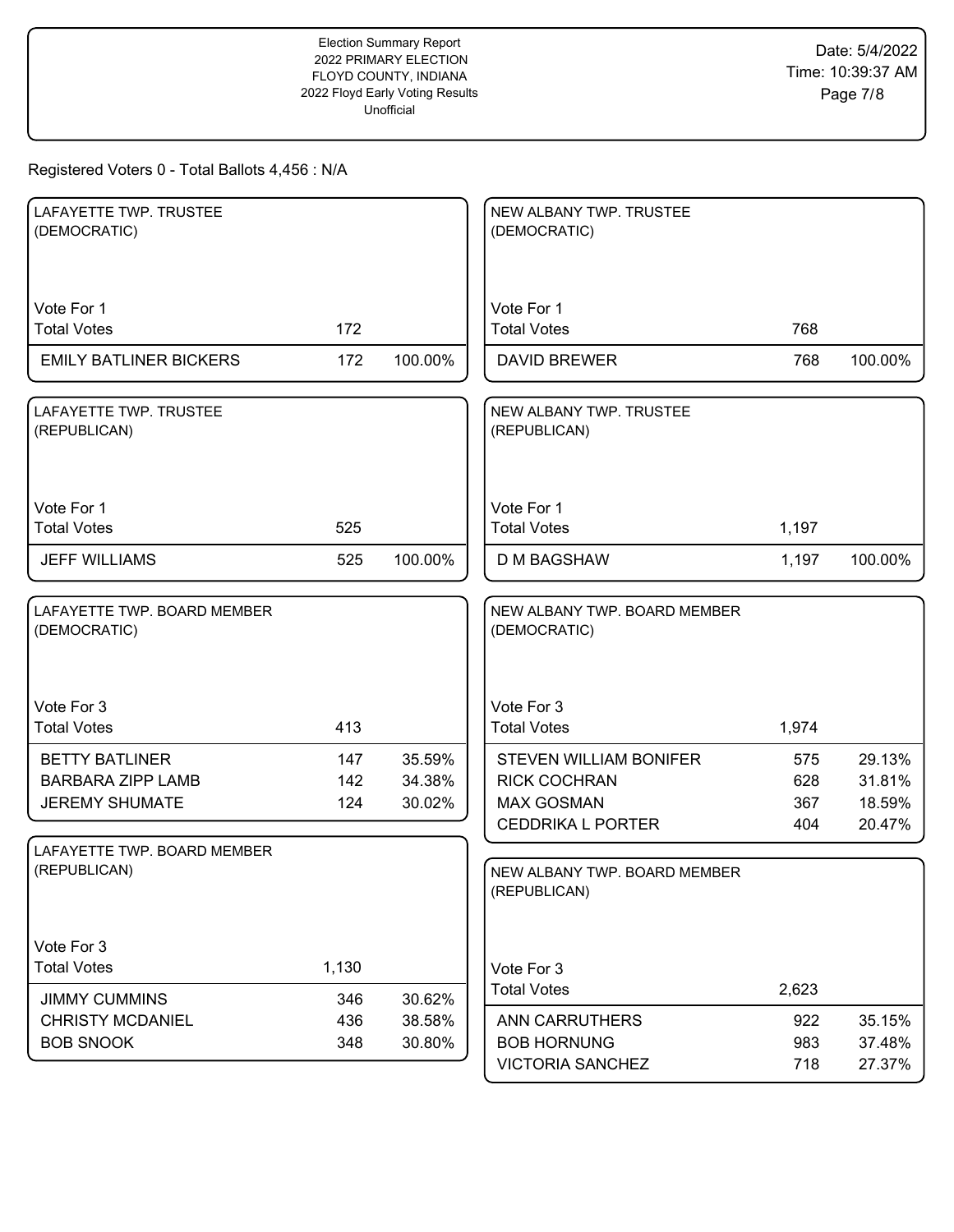Election Summary Report
2022 PRIMARY ELECTION
FLOYD COUNTY, INDIANA
2022 Floyd Early Voting Results
Unofficial

Date: 5/4/2022
Time: 10:39:37 AM

Registered Voters 0 - Total Ballots 4,456 : N/A

### LAFAYETTE TWP. TRUSTEE (DEMOCRATIC)

Vote For 1

| | Votes | Percent |
|---|---|---|
| Total Votes | 172 | |
| EMILY BATLINER BICKERS | 172 | 100.00% |

### LAFAYETTE TWP. TRUSTEE (REPUBLICAN)

Vote For 1

| | Votes | Percent |
|---|---|---|
| Total Votes | 525 | |
| JEFF WILLIAMS | 525 | 100.00% |

### LAFAYETTE TWP. BOARD MEMBER (DEMOCRATIC)

Vote For 3

| | Votes | Percent |
|---|---|---|
| Total Votes | 413 | |
| BETTY BATLINER | 147 | 35.59% |
| BARBARA ZIPP LAMB | 142 | 34.38% |
| JEREMY SHUMATE | 124 | 30.02% |

### LAFAYETTE TWP. BOARD MEMBER (REPUBLICAN)

Vote For 3

| | Votes | Percent |
|---|---|---|
| Total Votes | 1,130 | |
| JIMMY CUMMINS | 346 | 30.62% |
| CHRISTY MCDANIEL | 436 | 38.58% |
| BOB SNOOK | 348 | 30.80% |

### NEW ALBANY TWP. TRUSTEE (DEMOCRATIC)

Vote For 1

| | Votes | Percent |
|---|---|---|
| Total Votes | 768 | |
| DAVID BREWER | 768 | 100.00% |

### NEW ALBANY TWP. TRUSTEE (REPUBLICAN)

Vote For 1

| | Votes | Percent |
|---|---|---|
| Total Votes | 1,197 | |
| D M BAGSHAW | 1,197 | 100.00% |

### NEW ALBANY TWP. BOARD MEMBER (DEMOCRATIC)

Vote For 3

| | Votes | Percent |
|---|---|---|
| Total Votes | 1,974 | |
| STEVEN WILLIAM BONIFER | 575 | 29.13% |
| RICK COCHRAN | 628 | 31.81% |
| MAX GOSMAN | 367 | 18.59% |
| CEDDRIKA L PORTER | 404 | 20.47% |

### NEW ALBANY TWP. BOARD MEMBER (REPUBLICAN)

Vote For 3

| | Votes | Percent |
|---|---|---|
| Total Votes | 2,623 | |
| ANN CARRUTHERS | 922 | 35.15% |
| BOB HORNUNG | 983 | 37.48% |
| VICTORIA SANCHEZ | 718 | 27.37% |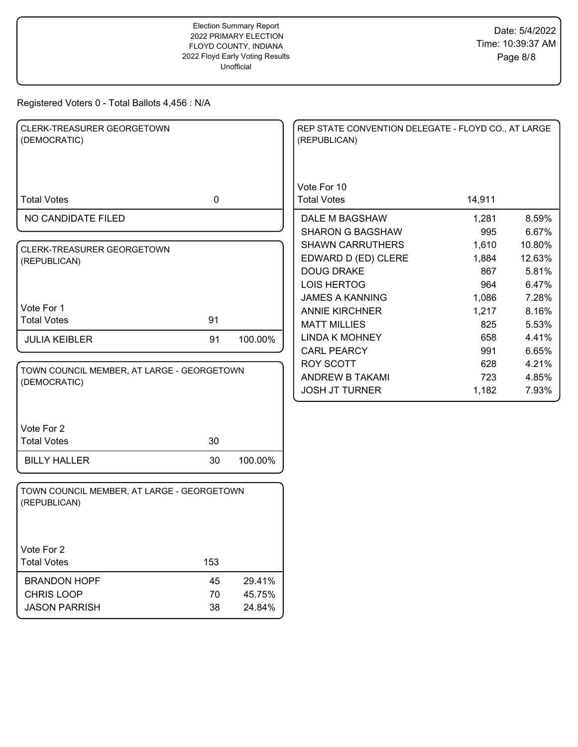Registered Voters 0 - Total Ballots 4,456 : N/A

## CLERK-TREASURER GEORGETOWN (DEMOCRATIC)

| | | |
|---|---|---|
| Total Votes | 0 | |
| NO CANDIDATE FILED | | |

## CLERK-TREASURER GEORGETOWN (REPUBLICAN)

Vote For 1

| | | |
|---|---|---|
| Total Votes | 91 | |
| JULIA KEIBLER | 91 | 100.00% |

## TOWN COUNCIL MEMBER, AT LARGE - GEORGETOWN (DEMOCRATIC)

Vote For 2

| | | |
|---|---|---|
| Total Votes | 30 | |
| BILLY HALLER | 30 | 100.00% |

## TOWN COUNCIL MEMBER, AT LARGE - GEORGETOWN (REPUBLICAN)

Vote For 2

| | | |
|---|---|---|
| Total Votes | 153 | |
| BRANDON HOPF | 45 | 29.41% |
| CHRIS LOOP | 70 | 45.75% |
| JASON PARRISH | 38 | 24.84% |

## REP STATE CONVENTION DELEGATE - FLOYD CO., AT LARGE (REPUBLICAN)

Vote For 10

| | | |
|---|---|---|
| Total Votes | 14,911 | |
| DALE M BAGSHAW | 1,281 | 8.59% |
| SHARON G BAGSHAW | 995 | 6.67% |
| SHAWN CARRUTHERS | 1,610 | 10.80% |
| EDWARD D (ED) CLERE | 1,884 | 12.63% |
| DOUG DRAKE | 867 | 5.81% |
| LOIS HERTOG | 964 | 6.47% |
| JAMES A KANNING | 1,086 | 7.28% |
| ANNIE KIRCHNER | 1,217 | 8.16% |
| MATT MILLIES | 825 | 5.53% |
| LINDA K MOHNEY | 658 | 4.41% |
| CARL PEARCY | 991 | 6.65% |
| ROY SCOTT | 628 | 4.21% |
| ANDREW B TAKAMI | 723 | 4.85% |
| JOSH JT TURNER | 1,182 | 7.93% |